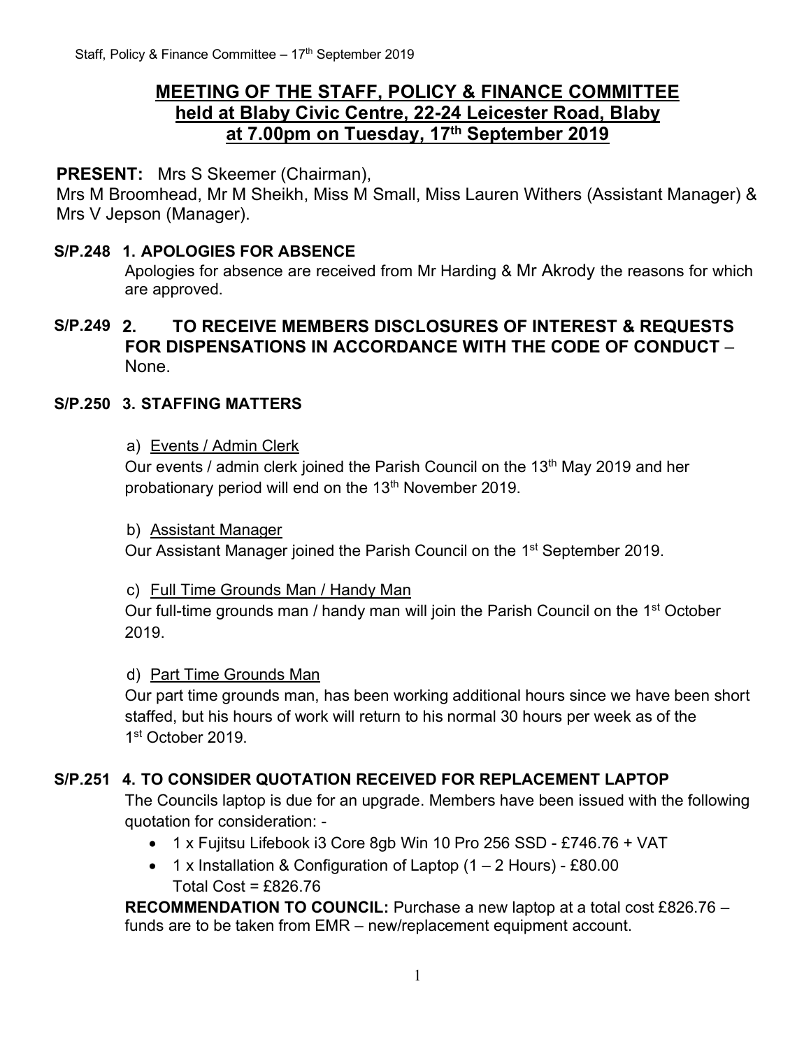# MEETING OF THE STAFF, POLICY & FINANCE COMMITTEE held at Blaby Civic Centre, 22-24 Leicester Road, Blaby at 7.00pm on Tuesday, 17th September 2019

**PRESENT:** Mrs S Skeemer (Chairman),
Mrs M Broomhead, Mr M Sheikh, Miss M Small, Miss Lauren Withers (Assistant Manager) & Mrs V Jepson (Manager).

### S/P.248 1. APOLOGIES FOR ABSENCE

Apologies for absence are received from Mr Harding & Mr Akrody the reasons for which are approved.

### S/P.249 2. TO RECEIVE MEMBERS DISCLOSURES OF INTEREST & REQUESTS FOR DISPENSATIONS IN ACCORDANCE WITH THE CODE OF CONDUCT – None.

### S/P.250 3. STAFFING MATTERS

a) Events / Admin Clerk

Our events / admin clerk joined the Parish Council on the 13th May 2019 and her probationary period will end on the 13th November 2019.

b) Assistant Manager

Our Assistant Manager joined the Parish Council on the 1st September 2019.

c) Full Time Grounds Man / Handy Man

Our full-time grounds man / handy man will join the Parish Council on the 1st October 2019.

d) Part Time Grounds Man

Our part time grounds man, has been working additional hours since we have been short staffed, but his hours of work will return to his normal 30 hours per week as of the 1st October 2019.

### S/P.251 4. TO CONSIDER QUOTATION RECEIVED FOR REPLACEMENT LAPTOP

The Councils laptop is due for an upgrade. Members have been issued with the following quotation for consideration: -

- 1 x Fujitsu Lifebook i3 Core 8gb Win 10 Pro 256 SSD - £746.76 + VAT
- 1 x Installation & Configuration of Laptop (1 – 2 Hours) - £80.00
  Total Cost = £826.76

**RECOMMENDATION TO COUNCIL:** Purchase a new laptop at a total cost £826.76 – funds are to be taken from EMR – new/replacement equipment account.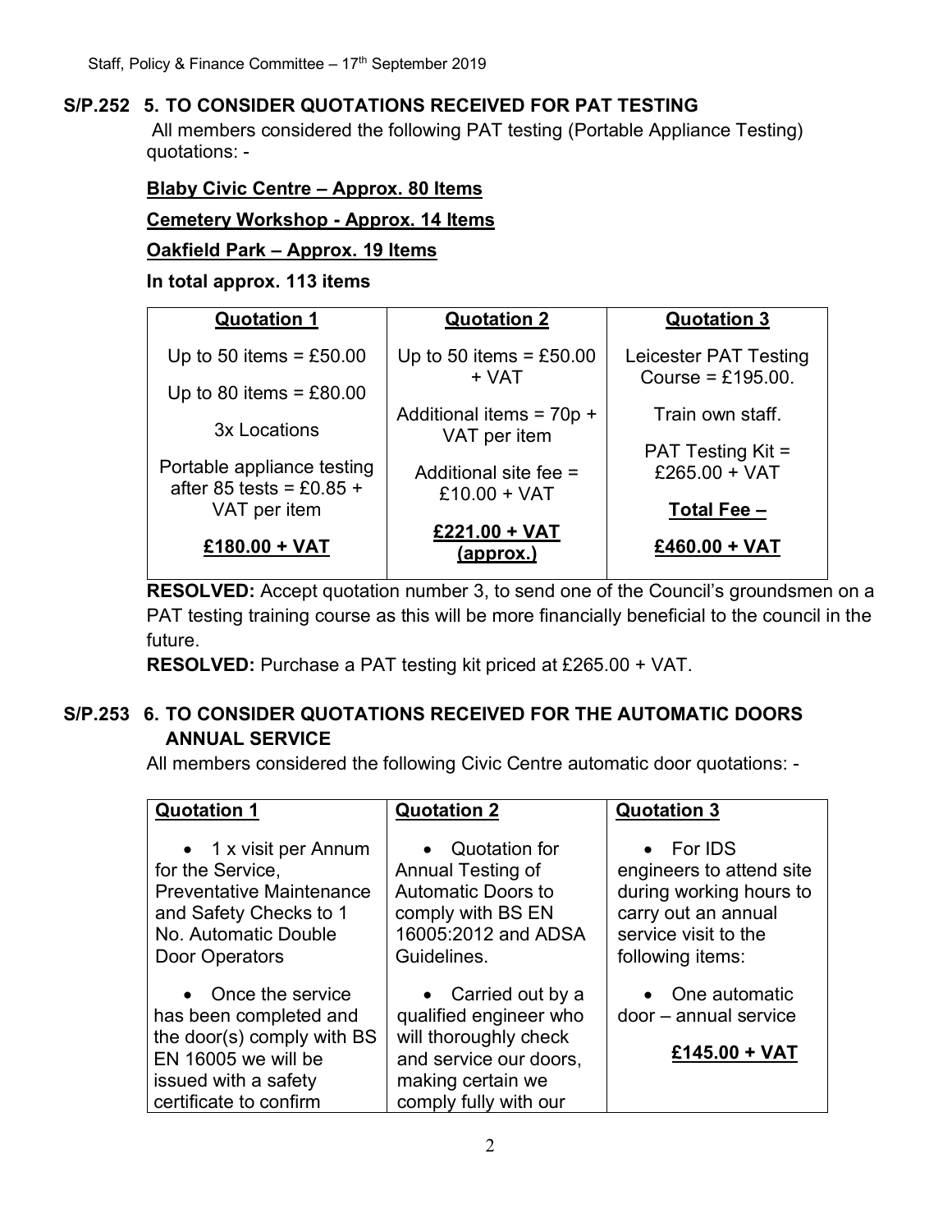### S/P.252 5. TO CONSIDER QUOTATIONS RECEIVED FOR PAT TESTING

All members considered the following PAT testing (Portable Appliance Testing) quotations: -

**Blaby Civic Centre – Approx. 80 Items**

**Cemetery Workshop - Approx. 14 Items**

**Oakfield Park – Approx. 19 Items**

**In total approx. 113 items**

| Quotation 1 | Quotation 2 | Quotation 3 |
|---|---|---|
| Up to 50 items = £50.00<br>Up to 80 items = £80.00<br>3x Locations<br>Portable appliance testing after 85 tests = £0.85 + VAT per item<br>**£180.00 + VAT** | Up to 50 items = £50.00 + VAT<br>Additional items = 70p + VAT per item<br>Additional site fee = £10.00 + VAT<br>**£221.00 + VAT (approx.)** | Leicester PAT Testing Course = £195.00.<br>Train own staff.<br>PAT Testing Kit = £265.00 + VAT<br>**Total Fee –**<br>**£460.00 + VAT** |

**RESOLVED:** Accept quotation number 3, to send one of the Council's groundsmen on a PAT testing training course as this will be more financially beneficial to the council in the future.

**RESOLVED:** Purchase a PAT testing kit priced at £265.00 + VAT.

### S/P.253 6. TO CONSIDER QUOTATIONS RECEIVED FOR THE AUTOMATIC DOORS ANNUAL SERVICE

All members considered the following Civic Centre automatic door quotations: -

| Quotation 1 | Quotation 2 | Quotation 3 |
|---|---|---|
| • 1 x visit per Annum for the Service, Preventative Maintenance and Safety Checks to 1 No. Automatic Double Door Operators<br>• Once the service has been completed and the door(s) comply with BS EN 16005 we will be issued with a safety certificate to confirm | • Quotation for Annual Testing of Automatic Doors to comply with BS EN 16005:2012 and ADSA Guidelines.<br>• Carried out by a qualified engineer who will thoroughly check and service our doors, making certain we comply fully with our | • For IDS engineers to attend site during working hours to carry out an annual service visit to the following items:<br>• One automatic door – annual service<br>**£145.00 + VAT** |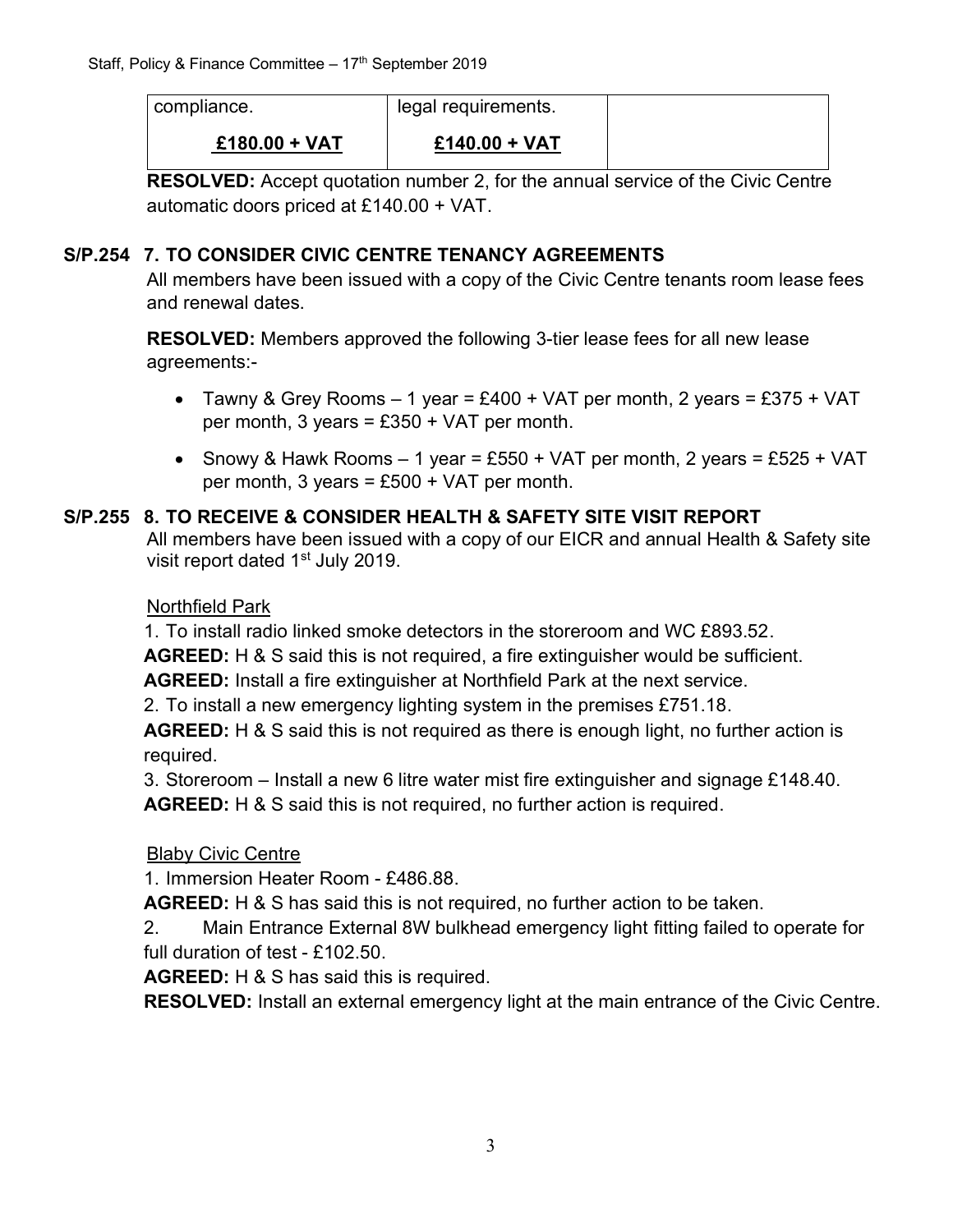| compliance. | legal requirements. | |
| --- | --- | --- |
| **£180.00 + VAT** | **£140.00 + VAT** | |

**RESOLVED:** Accept quotation number 2, for the annual service of the Civic Centre automatic doors priced at £140.00 + VAT.

**S/P.254 7. TO CONSIDER CIVIC CENTRE TENANCY AGREEMENTS**

All members have been issued with a copy of the Civic Centre tenants room lease fees and renewal dates.

**RESOLVED:** Members approved the following 3-tier lease fees for all new lease agreements:-

- Tawny & Grey Rooms – 1 year = £400 + VAT per month, 2 years = £375 + VAT per month, 3 years = £350 + VAT per month.
- Snowy & Hawk Rooms – 1 year = £550 + VAT per month, 2 years = £525 + VAT per month, 3 years = £500 + VAT per month.

**S/P.255 8. TO RECEIVE & CONSIDER HEALTH & SAFETY SITE VISIT REPORT**

All members have been issued with a copy of our EICR and annual Health & Safety site visit report dated 1st July 2019.

Northfield Park

1. To install radio linked smoke detectors in the storeroom and WC £893.52.
**AGREED:** H & S said this is not required, a fire extinguisher would be sufficient.
**AGREED:** Install a fire extinguisher at Northfield Park at the next service.
2. To install a new emergency lighting system in the premises £751.18.
**AGREED:** H & S said this is not required as there is enough light, no further action is required.
3. Storeroom – Install a new 6 litre water mist fire extinguisher and signage £148.40.
**AGREED:** H & S said this is not required, no further action is required.

Blaby Civic Centre

1. Immersion Heater Room - £486.88.
**AGREED:** H & S has said this is not required, no further action to be taken.
2. Main Entrance External 8W bulkhead emergency light fitting failed to operate for full duration of test - £102.50.
**AGREED:** H & S has said this is required.
**RESOLVED:** Install an external emergency light at the main entrance of the Civic Centre.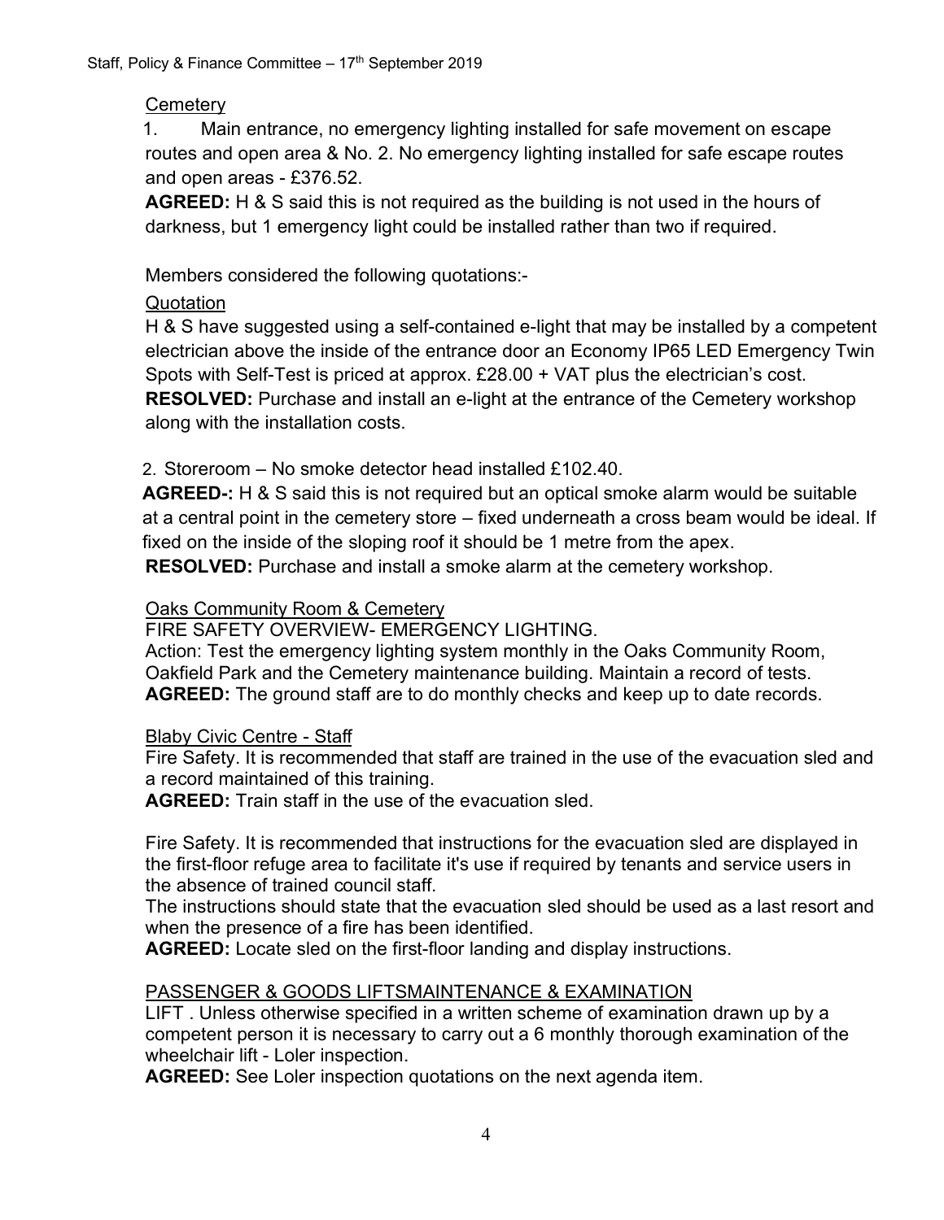Cemetery

1. Main entrance, no emergency lighting installed for safe movement on escape routes and open area & No. 2. No emergency lighting installed for safe escape routes and open areas - £376.52.

**AGREED:** H & S said this is not required as the building is not used in the hours of darkness, but 1 emergency light could be installed rather than two if required.

Members considered the following quotations:-

Quotation

H & S have suggested using a self-contained e-light that may be installed by a competent electrician above the inside of the entrance door an Economy IP65 LED Emergency Twin Spots with Self-Test is priced at approx. £28.00 + VAT plus the electrician's cost.

**RESOLVED:** Purchase and install an e-light at the entrance of the Cemetery workshop along with the installation costs.

2. Storeroom – No smoke detector head installed £102.40.

**AGREED-:** H & S said this is not required but an optical smoke alarm would be suitable at a central point in the cemetery store – fixed underneath a cross beam would be ideal. If fixed on the inside of the sloping roof it should be 1 metre from the apex.

**RESOLVED:** Purchase and install a smoke alarm at the cemetery workshop.

Oaks Community Room & Cemetery

FIRE SAFETY OVERVIEW- EMERGENCY LIGHTING.

Action: Test the emergency lighting system monthly in the Oaks Community Room, Oakfield Park and the Cemetery maintenance building. Maintain a record of tests.

**AGREED:** The ground staff are to do monthly checks and keep up to date records.

Blaby Civic Centre - Staff

Fire Safety. It is recommended that staff are trained in the use of the evacuation sled and a record maintained of this training.

**AGREED:** Train staff in the use of the evacuation sled.

Fire Safety. It is recommended that instructions for the evacuation sled are displayed in the first-floor refuge area to facilitate it's use if required by tenants and service users in the absence of trained council staff.

The instructions should state that the evacuation sled should be used as a last resort and when the presence of a fire has been identified.

**AGREED:** Locate sled on the first-floor landing and display instructions.

PASSENGER & GOODS LIFTSMAINTENANCE & EXAMINATION

LIFT . Unless otherwise specified in a written scheme of examination drawn up by a competent person it is necessary to carry out a 6 monthly thorough examination of the wheelchair lift - Loler inspection.

**AGREED:** See Loler inspection quotations on the next agenda item.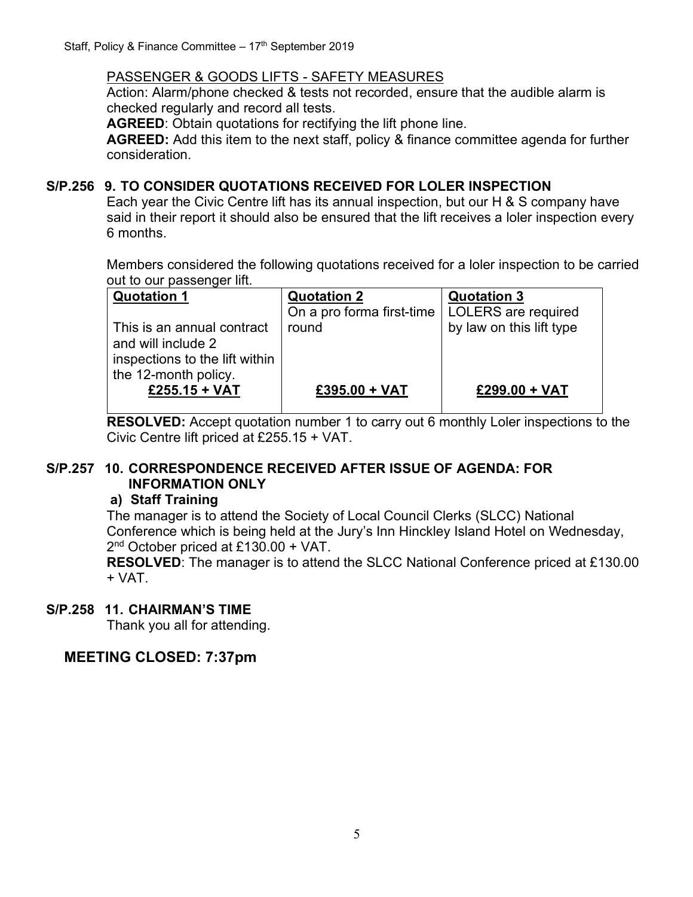PASSENGER & GOODS LIFTS - SAFETY MEASURES

Action: Alarm/phone checked & tests not recorded, ensure that the audible alarm is checked regularly and record all tests.

**AGREED**: Obtain quotations for rectifying the lift phone line.

**AGREED:** Add this item to the next staff, policy & finance committee agenda for further consideration.

**S/P.256 9. TO CONSIDER QUOTATIONS RECEIVED FOR LOLER INSPECTION**

Each year the Civic Centre lift has its annual inspection, but our H & S company have said in their report it should also be ensured that the lift receives a loler inspection every 6 months.

Members considered the following quotations received for a loler inspection to be carried out to our passenger lift.

| Quotation 1 | Quotation 2 | Quotation 3 |
|---|---|---|
| This is an annual contract and will include 2 inspections to the lift within the 12-month policy. | On a pro forma first-time round | LOLERS are required by law on this lift type |
| **£255.15 + VAT** | **£395.00 + VAT** | **£299.00 + VAT** |

**RESOLVED:** Accept quotation number 1 to carry out 6 monthly Loler inspections to the Civic Centre lift priced at £255.15 + VAT.

**S/P.257 10. CORRESPONDENCE RECEIVED AFTER ISSUE OF AGENDA: FOR INFORMATION ONLY**

**a) Staff Training**

The manager is to attend the Society of Local Council Clerks (SLCC) National Conference which is being held at the Jury's Inn Hinckley Island Hotel on Wednesday, 2nd October priced at £130.00 + VAT.

**RESOLVED**: The manager is to attend the SLCC National Conference priced at £130.00 + VAT.

**S/P.258 11. CHAIRMAN'S TIME**

Thank you all for attending.

**MEETING CLOSED: 7:37pm**